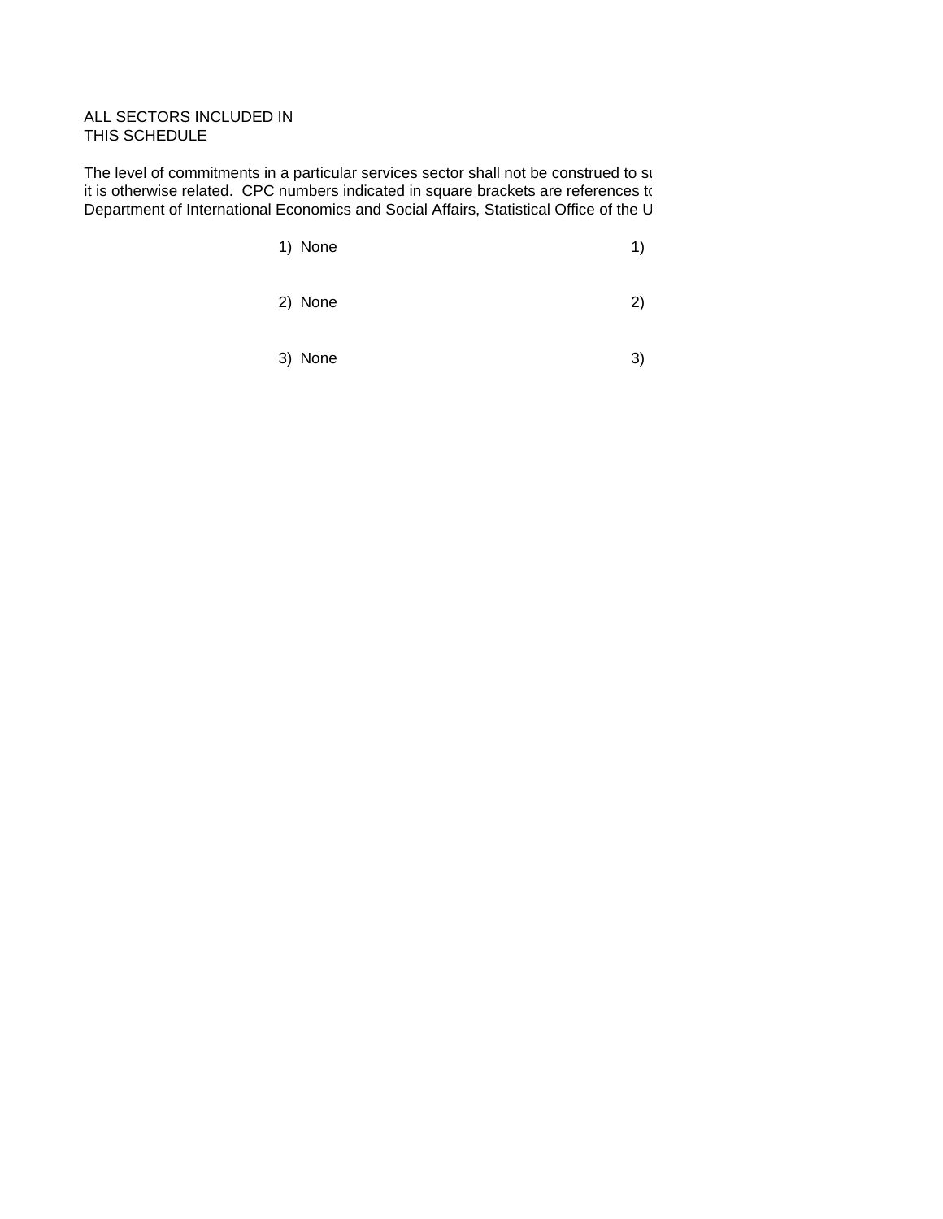ALL SECTORS INCLUDED IN
THIS SCHEDULE

The level of commitments in a particular services sector shall not be construed to su
it is otherwise related. CPC numbers indicated in square brackets are references to
Department of International Economics and Social Affairs, Statistical Office of the U

| | 1) None | 1) |
|---|---|---|
| | 2) None | 2) |
| | 3) None | 3) |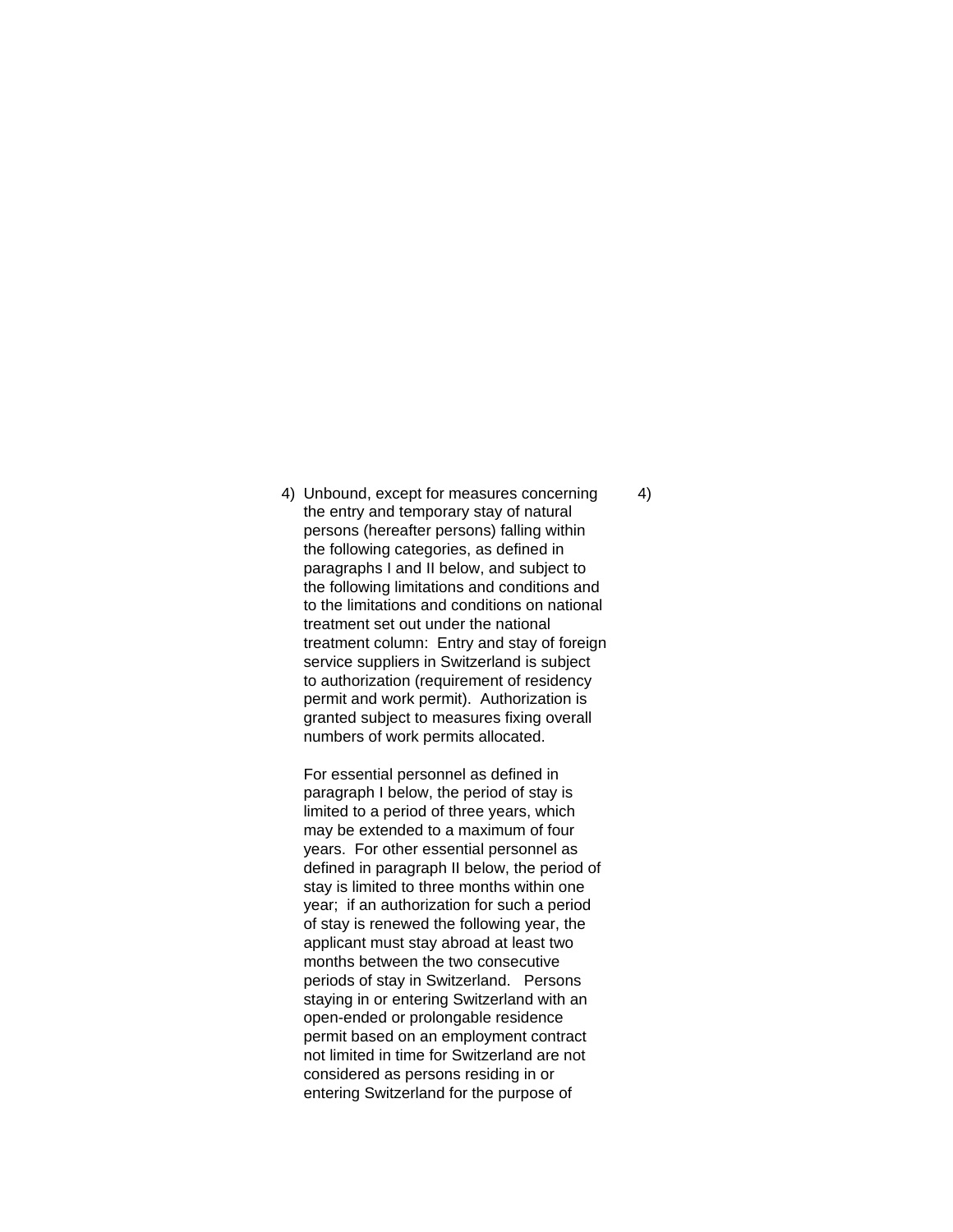| | |
|---|---|
| 4) Unbound, except for measures concerning the entry and temporary stay of natural persons (hereafter persons) falling within the following categories, as defined in paragraphs I and II below, and subject to the following limitations and conditions and to the limitations and conditions on national treatment set out under the national treatment column: Entry and stay of foreign service suppliers in Switzerland is subject to authorization (requirement of residency permit and work permit). Authorization is granted subject to measures fixing overall numbers of work permits allocated.<br><br>For essential personnel as defined in paragraph I below, the period of stay is limited to a period of three years, which may be extended to a maximum of four years. For other essential personnel as defined in paragraph II below, the period of stay is limited to three months within one year; if an authorization for such a period of stay is renewed the following year, the applicant must stay abroad at least two months between the two consecutive periods of stay in Switzerland. Persons staying in or entering Switzerland with an open-ended or prolongable residence permit based on an employment contract not limited in time for Switzerland are not considered as persons residing in or entering Switzerland for the purpose of | 4) |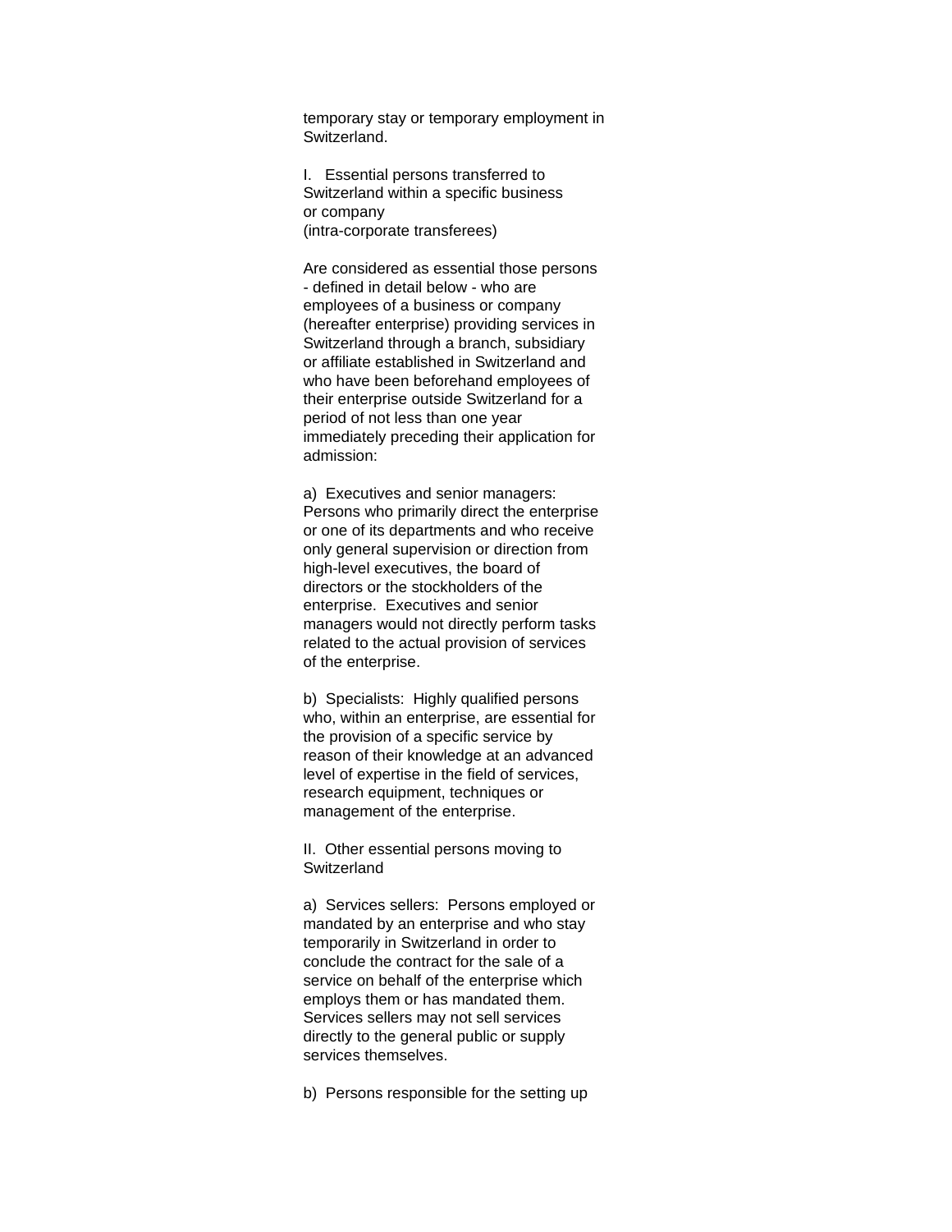temporary stay or temporary employment in Switzerland.

I. Essential persons transferred to Switzerland within a specific business or company (intra-corporate transferees)

Are considered as essential those persons - defined in detail below - who are employees of a business or company (hereafter enterprise) providing services in Switzerland through a branch, subsidiary or affiliate established in Switzerland and who have been beforehand employees of their enterprise outside Switzerland for a period of not less than one year immediately preceding their application for admission:

a) Executives and senior managers: Persons who primarily direct the enterprise or one of its departments and who receive only general supervision or direction from high-level executives, the board of directors or the stockholders of the enterprise. Executives and senior managers would not directly perform tasks related to the actual provision of services of the enterprise.

b) Specialists: Highly qualified persons who, within an enterprise, are essential for the provision of a specific service by reason of their knowledge at an advanced level of expertise in the field of services, research equipment, techniques or management of the enterprise.

II. Other essential persons moving to Switzerland

a) Services sellers: Persons employed or mandated by an enterprise and who stay temporarily in Switzerland in order to conclude the contract for the sale of a service on behalf of the enterprise which employs them or has mandated them. Services sellers may not sell services directly to the general public or supply services themselves.

b) Persons responsible for the setting up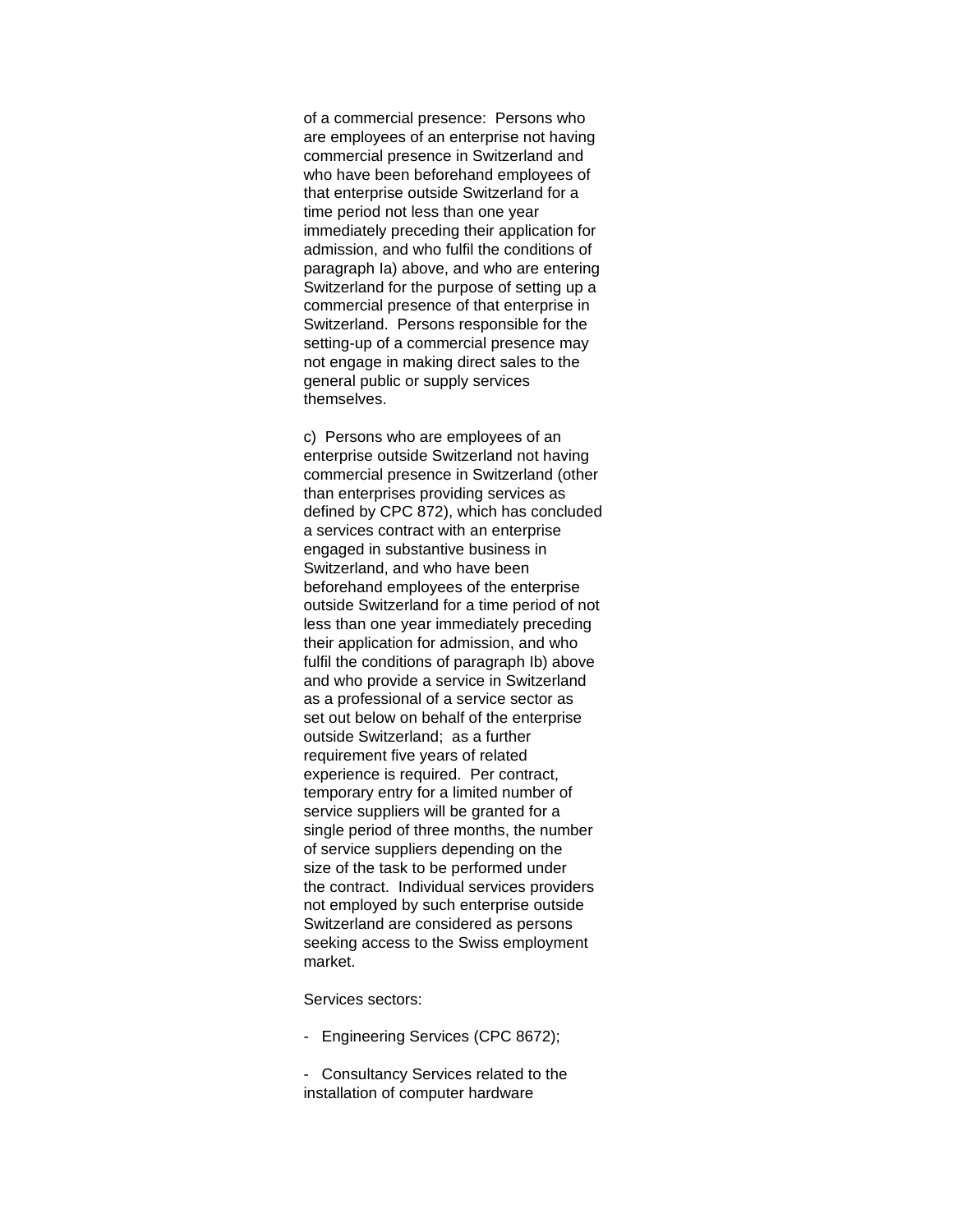of a commercial presence: Persons who are employees of an enterprise not having commercial presence in Switzerland and who have been beforehand employees of that enterprise outside Switzerland for a time period not less than one year immediately preceding their application for admission, and who fulfil the conditions of paragraph Ia) above, and who are entering Switzerland for the purpose of setting up a commercial presence of that enterprise in Switzerland. Persons responsible for the setting-up of a commercial presence may not engage in making direct sales to the general public or supply services themselves.

c) Persons who are employees of an enterprise outside Switzerland not having commercial presence in Switzerland (other than enterprises providing services as defined by CPC 872), which has concluded a services contract with an enterprise engaged in substantive business in Switzerland, and who have been beforehand employees of the enterprise outside Switzerland for a time period of not less than one year immediately preceding their application for admission, and who fulfil the conditions of paragraph Ib) above and who provide a service in Switzerland as a professional of a service sector as set out below on behalf of the enterprise outside Switzerland; as a further requirement five years of related experience is required. Per contract, temporary entry for a limited number of service suppliers will be granted for a single period of three months, the number of service suppliers depending on the size of the task to be performed under the contract. Individual services providers not employed by such enterprise outside Switzerland are considered as persons seeking access to the Swiss employment market.

Services sectors:

- Engineering Services (CPC 8672);

- Consultancy Services related to the installation of computer hardware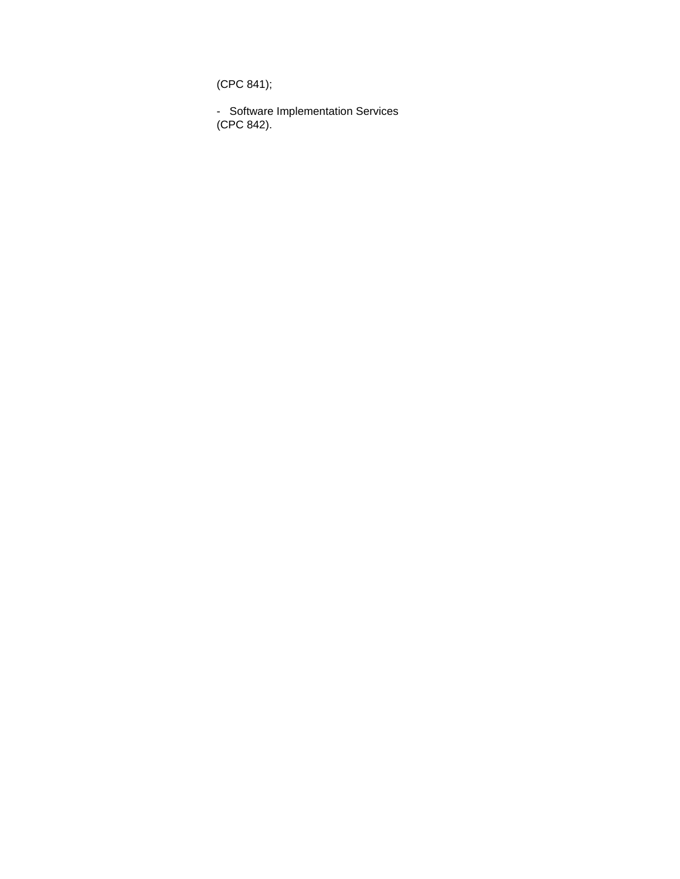(CPC 841);

- Software Implementation Services
(CPC 842).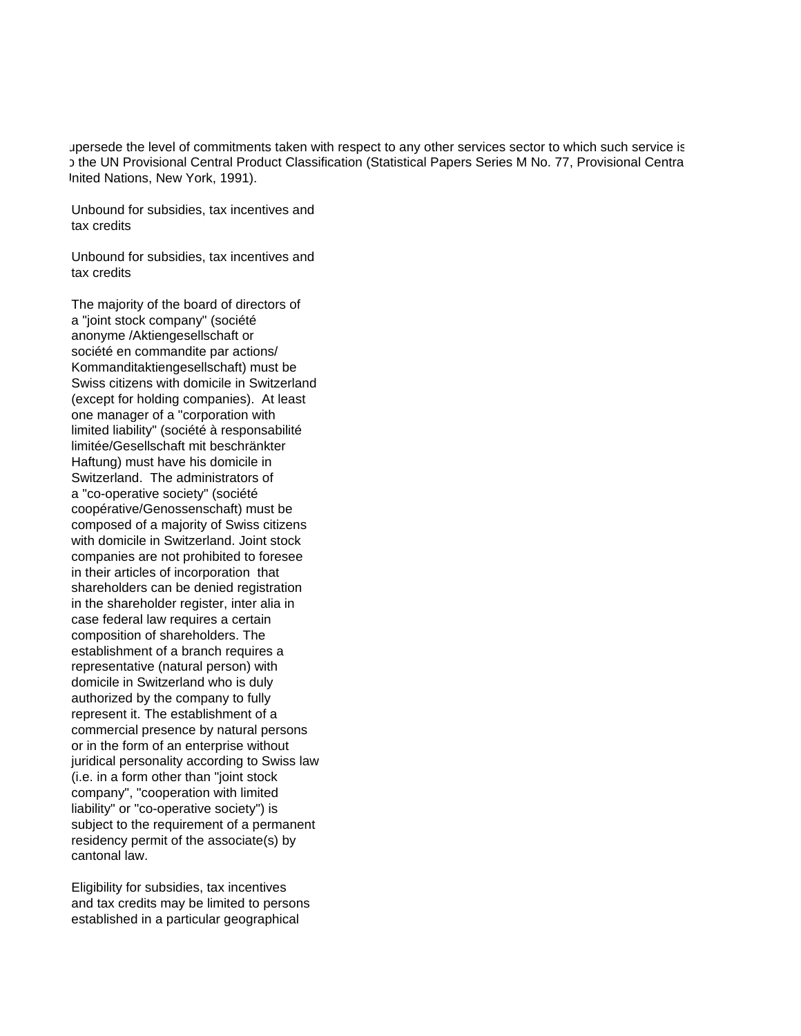upersede the level of commitments taken with respect to any other services sector to which such service is
o the UN Provisional Central Product Classification (Statistical Papers Series M No. 77, Provisional Centra
Inited Nations, New York, 1991).

Unbound for subsidies, tax incentives and tax credits

Unbound for subsidies, tax incentives and tax credits

The majority of the board of directors of a "joint stock company" (société anonyme /Aktiengesellschaft or société en commandite par actions/ Kommanditaktiengesellschaft) must be Swiss citizens with domicile in Switzerland (except for holding companies). At least one manager of a "corporation with limited liability" (société à responsabilité limitée/Gesellschaft mit beschränkter Haftung) must have his domicile in Switzerland. The administrators of a "co-operative society" (société coopérative/Genossenschaft) must be composed of a majority of Swiss citizens with domicile in Switzerland. Joint stock companies are not prohibited to foresee in their articles of incorporation that shareholders can be denied registration in the shareholder register, inter alia in case federal law requires a certain composition of shareholders. The establishment of a branch requires a representative (natural person) with domicile in Switzerland who is duly authorized by the company to fully represent it. The establishment of a commercial presence by natural persons or in the form of an enterprise without juridical personality according to Swiss law (i.e. in a form other than "joint stock company", "cooperation with limited liability" or "co-operative society") is subject to the requirement of a permanent residency permit of the associate(s) by cantonal law.

Eligibility for subsidies, tax incentives and tax credits may be limited to persons established in a particular geographical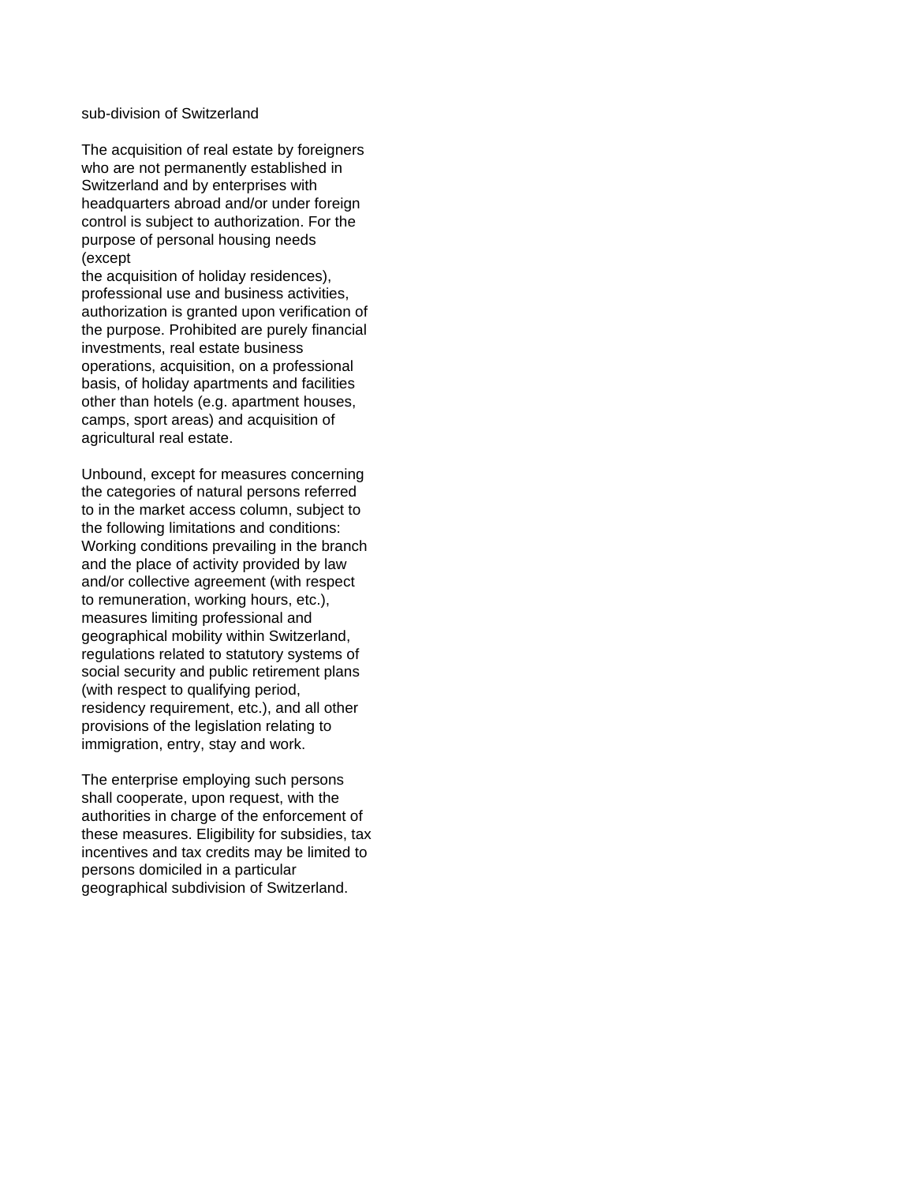sub-division of Switzerland

The acquisition of real estate by foreigners who are not permanently established in Switzerland and by enterprises with headquarters abroad and/or under foreign control is subject to authorization. For the purpose of personal housing needs (except the acquisition of holiday residences), professional use and business activities, authorization is granted upon verification of the purpose. Prohibited are purely financial investments, real estate business operations, acquisition, on a professional basis, of holiday apartments and facilities other than hotels (e.g. apartment houses, camps, sport areas) and acquisition of agricultural real estate.

Unbound, except for measures concerning the categories of natural persons referred to in the market access column, subject to the following limitations and conditions: Working conditions prevailing in the branch and the place of activity provided by law and/or collective agreement (with respect to remuneration, working hours, etc.), measures limiting professional and geographical mobility within Switzerland, regulations related to statutory systems of social security and public retirement plans (with respect to qualifying period, residency requirement, etc.), and all other provisions of the legislation relating to immigration, entry, stay and work.

The enterprise employing such persons shall cooperate, upon request, with the authorities in charge of the enforcement of these measures. Eligibility for subsidies, tax incentives and tax credits may be limited to persons domiciled in a particular geographical subdivision of Switzerland.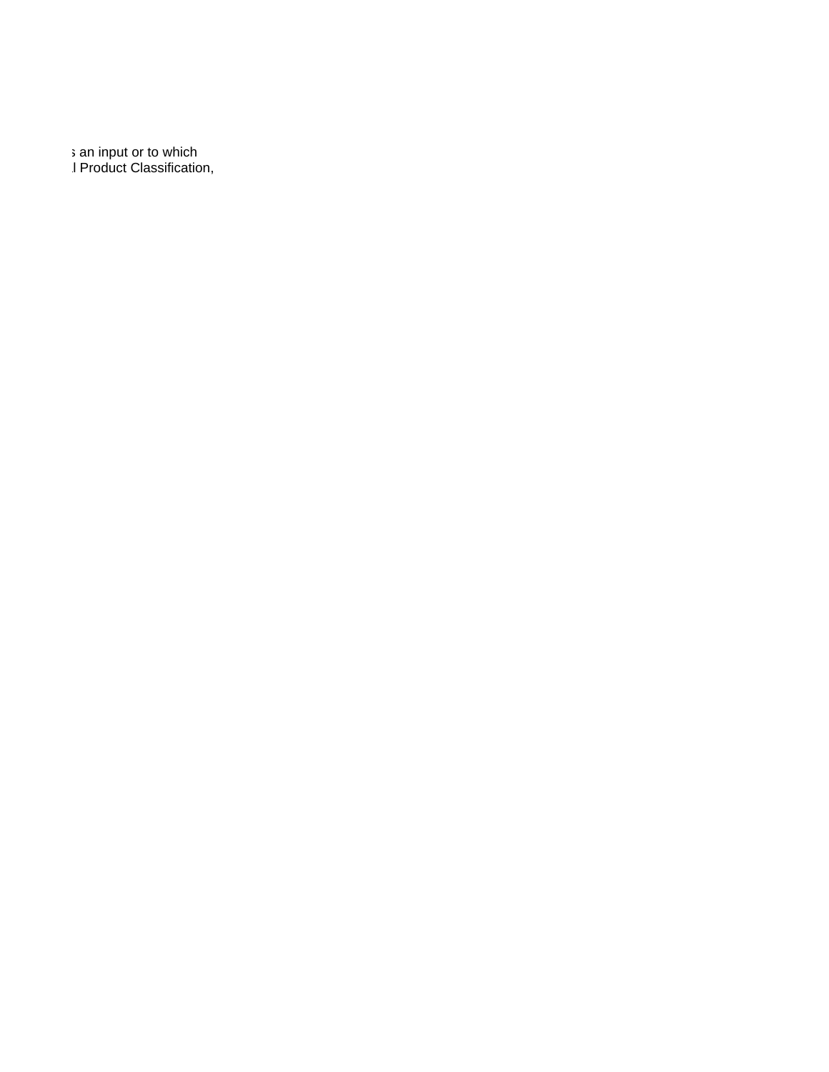s an input or to which
l Product Classification,